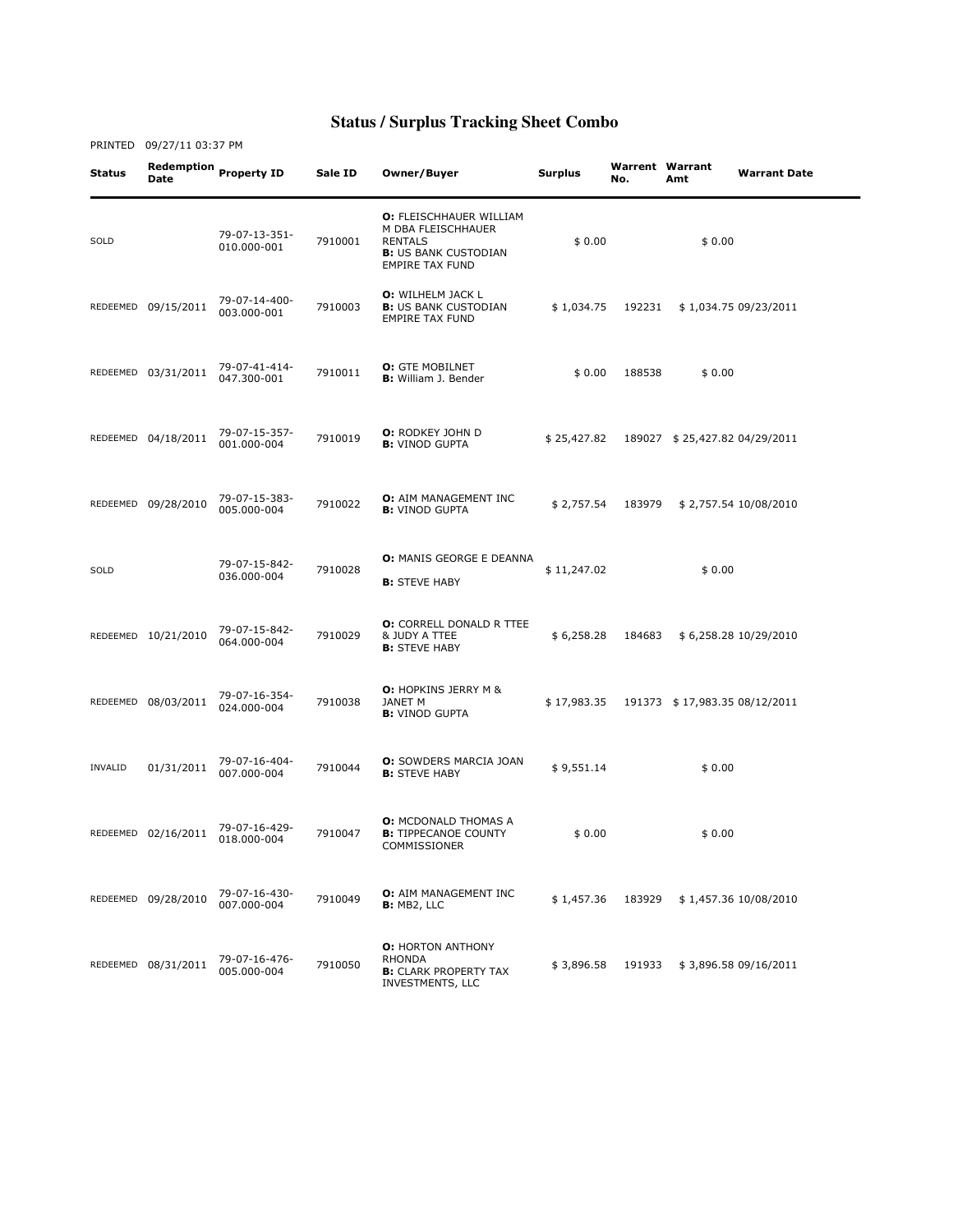# Status / Surplus Tracking Sheet Combo

PRINTED 09/27/11 03:37 PM

| Status | Redemption Date | Property ID | Sale ID | Owner/Buyer | Surplus | Warrent No. | Warrant Amt | Warrant Date |
|---|---|---|---|---|---|---|---|---|
| SOLD | | 79-07-13-351-010.000-001 | 7910001 | **O:** FLEISCHHAUER WILLIAM M DBA FLEISCHHAUER RENTALS **B:** US BANK CUSTODIAN EMPIRE TAX FUND | $ 0.00 | | $ 0.00 | |
| REDEEMED | 09/15/2011 | 79-07-14-400-003.000-001 | 7910003 | **O:** WILHELM JACK L **B:** US BANK CUSTODIAN EMPIRE TAX FUND | $ 1,034.75 | 192231 | $ 1,034.75 | 09/23/2011 |
| REDEEMED | 03/31/2011 | 79-07-41-414-047.300-001 | 7910011 | **O:** GTE MOBILNET **B:** William J. Bender | $ 0.00 | 188538 | $ 0.00 | |
| REDEEMED | 04/18/2011 | 79-07-15-357-001.000-004 | 7910019 | **O:** RODKEY JOHN D **B:** VINOD GUPTA | $ 25,427.82 | 189027 | $ 25,427.82 | 04/29/2011 |
| REDEEMED | 09/28/2010 | 79-07-15-383-005.000-004 | 7910022 | **O:** AIM MANAGEMENT INC **B:** VINOD GUPTA | $ 2,757.54 | 183979 | $ 2,757.54 | 10/08/2010 |
| SOLD | | 79-07-15-842-036.000-004 | 7910028 | **O:** MANIS GEORGE E DEANNA **B:** STEVE HABY | $ 11,247.02 | | $ 0.00 | |
| REDEEMED | 10/21/2010 | 79-07-15-842-064.000-004 | 7910029 | **O:** CORRELL DONALD R TTEE & JUDY A TTEE **B:** STEVE HABY | $ 6,258.28 | 184683 | $ 6,258.28 | 10/29/2010 |
| REDEEMED | 08/03/2011 | 79-07-16-354-024.000-004 | 7910038 | **O:** HOPKINS JERRY M & JANET M **B:** VINOD GUPTA | $ 17,983.35 | 191373 | $ 17,983.35 | 08/12/2011 |
| INVALID | 01/31/2011 | 79-07-16-404-007.000-004 | 7910044 | **O:** SOWDERS MARCIA JOAN **B:** STEVE HABY | $ 9,551.14 | | $ 0.00 | |
| REDEEMED | 02/16/2011 | 79-07-16-429-018.000-004 | 7910047 | **O:** MCDONALD THOMAS A **B:** TIPPECANOE COUNTY COMMISSIONER | $ 0.00 | | $ 0.00 | |
| REDEEMED | 09/28/2010 | 79-07-16-430-007.000-004 | 7910049 | **O:** AIM MANAGEMENT INC **B:** MB2, LLC | $ 1,457.36 | 183929 | $ 1,457.36 | 10/08/2010 |
| REDEEMED | 08/31/2011 | 79-07-16-476-005.000-004 | 7910050 | **O:** HORTON ANTHONY RHONDA **B:** CLARK PROPERTY TAX INVESTMENTS, LLC | $ 3,896.58 | 191933 | $ 3,896.58 | 09/16/2011 |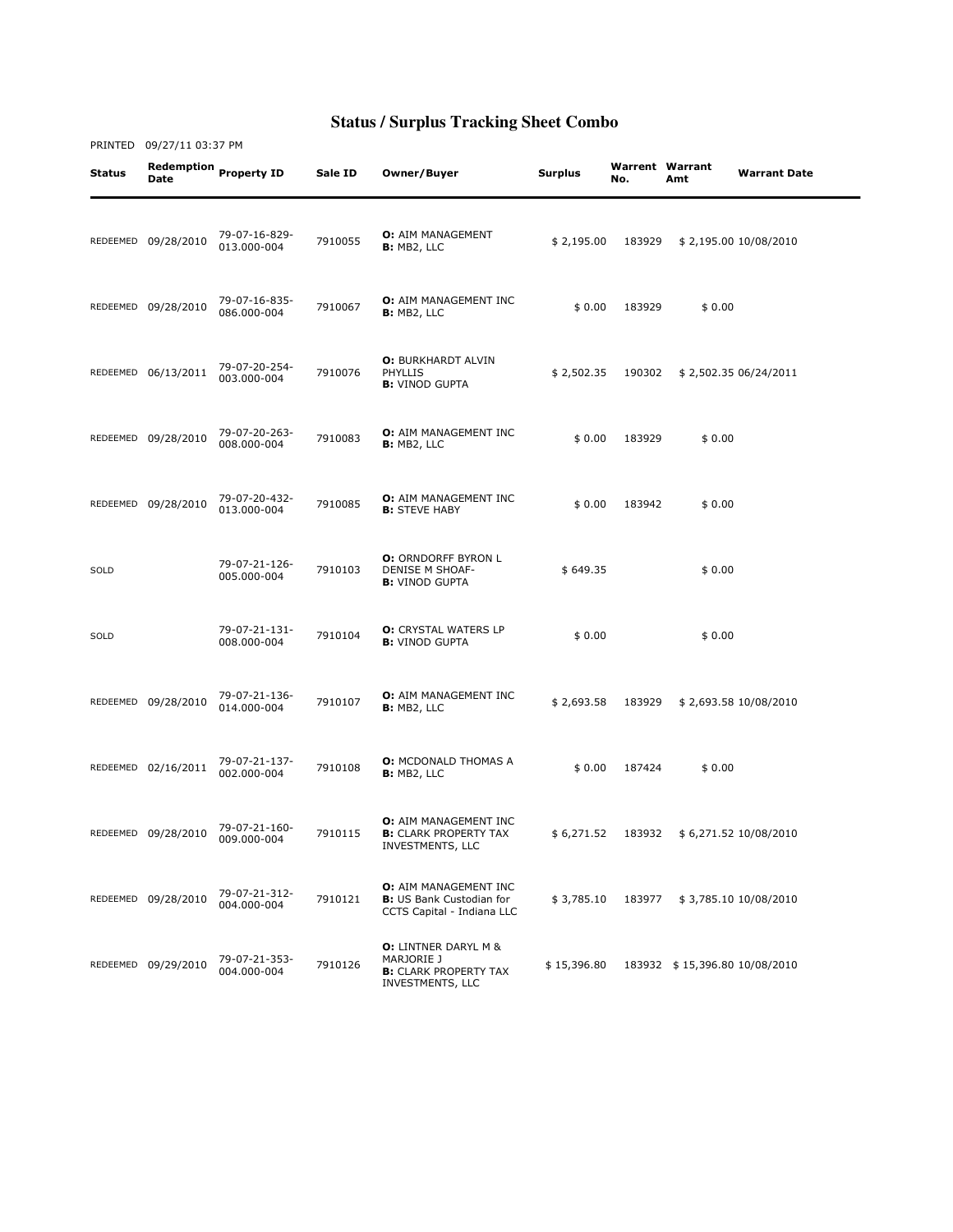# Status / Surplus Tracking Sheet Combo

PRINTED 09/27/11 03:37 PM

| Status | Redemption Date | Property ID | Sale ID | Owner/Buyer | Surplus | Warrent No. | Warrant Amt | Warrant Date |
|---|---|---|---|---|---|---|---|---|
| REDEEMED | 09/28/2010 | 79-07-16-829-013.000-004 | 7910055 | **O:** AIM MANAGEMENT **B:** MB2, LLC | $ 2,195.00 | 183929 | $ 2,195.00 | 10/08/2010 |
| REDEEMED | 09/28/2010 | 79-07-16-835-086.000-004 | 7910067 | **O:** AIM MANAGEMENT INC **B:** MB2, LLC | $ 0.00 | 183929 | $ 0.00 | |
| REDEEMED | 06/13/2011 | 79-07-20-254-003.000-004 | 7910076 | **O:** BURKHARDT ALVIN PHYLLIS **B:** VINOD GUPTA | $ 2,502.35 | 190302 | $ 2,502.35 | 06/24/2011 |
| REDEEMED | 09/28/2010 | 79-07-20-263-008.000-004 | 7910083 | **O:** AIM MANAGEMENT INC **B:** MB2, LLC | $ 0.00 | 183929 | $ 0.00 | |
| REDEEMED | 09/28/2010 | 79-07-20-432-013.000-004 | 7910085 | **O:** AIM MANAGEMENT INC **B:** STEVE HABY | $ 0.00 | 183942 | $ 0.00 | |
| SOLD | | 79-07-21-126-005.000-004 | 7910103 | **O:** ORNDORFF BYRON L DENISE M SHOAF- **B:** VINOD GUPTA | $ 649.35 | | $ 0.00 | |
| SOLD | | 79-07-21-131-008.000-004 | 7910104 | **O:** CRYSTAL WATERS LP **B:** VINOD GUPTA | $ 0.00 | | $ 0.00 | |
| REDEEMED | 09/28/2010 | 79-07-21-136-014.000-004 | 7910107 | **O:** AIM MANAGEMENT INC **B:** MB2, LLC | $ 2,693.58 | 183929 | $ 2,693.58 | 10/08/2010 |
| REDEEMED | 02/16/2011 | 79-07-21-137-002.000-004 | 7910108 | **O:** MCDONALD THOMAS A **B:** MB2, LLC | $ 0.00 | 187424 | $ 0.00 | |
| REDEEMED | 09/28/2010 | 79-07-21-160-009.000-004 | 7910115 | **O:** AIM MANAGEMENT INC **B:** CLARK PROPERTY TAX INVESTMENTS, LLC | $ 6,271.52 | 183932 | $ 6,271.52 | 10/08/2010 |
| REDEEMED | 09/28/2010 | 79-07-21-312-004.000-004 | 7910121 | **O:** AIM MANAGEMENT INC **B:** US Bank Custodian for CCTS Capital - Indiana LLC | $ 3,785.10 | 183977 | $ 3,785.10 | 10/08/2010 |
| REDEEMED | 09/29/2010 | 79-07-21-353-004.000-004 | 7910126 | **O:** LINTNER DARYL M & MARJORIE J **B:** CLARK PROPERTY TAX INVESTMENTS, LLC | $ 15,396.80 | 183932 | $ 15,396.80 | 10/08/2010 |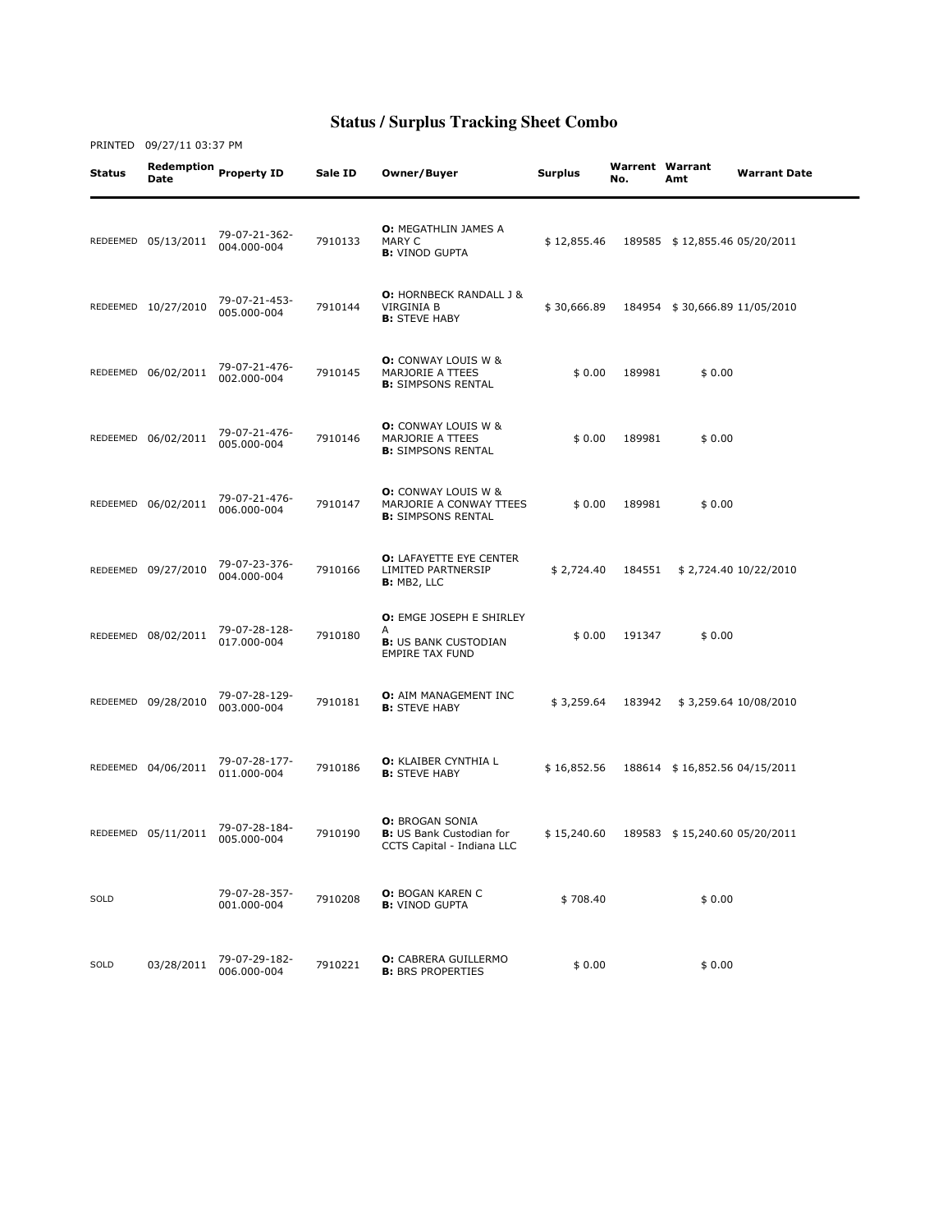# Status / Surplus Tracking Sheet Combo

PRINTED 09/27/11 03:37 PM

| Status | Redemption Date | Property ID | Sale ID | Owner/Buyer | Surplus | Warrent No. | Warrant Amt | Warrant Date |
|---|---|---|---|---|---|---|---|---|
| REDEEMED | 05/13/2011 | 79-07-21-362-004.000-004 | 7910133 | **O:** MEGATHLIN JAMES A MARY C **B:** VINOD GUPTA | $ 12,855.46 | 189585 | $ 12,855.46 | 05/20/2011 |
| REDEEMED | 10/27/2010 | 79-07-21-453-005.000-004 | 7910144 | **O:** HORNBECK RANDALL J & VIRGINIA B **B:** STEVE HABY | $ 30,666.89 | 184954 | $ 30,666.89 | 11/05/2010 |
| REDEEMED | 06/02/2011 | 79-07-21-476-002.000-004 | 7910145 | **O:** CONWAY LOUIS W & MARJORIE A TTEES **B:** SIMPSONS RENTAL | $ 0.00 | 189981 | $ 0.00 | |
| REDEEMED | 06/02/2011 | 79-07-21-476-005.000-004 | 7910146 | **O:** CONWAY LOUIS W & MARJORIE A TTEES **B:** SIMPSONS RENTAL | $ 0.00 | 189981 | $ 0.00 | |
| REDEEMED | 06/02/2011 | 79-07-21-476-006.000-004 | 7910147 | **O:** CONWAY LOUIS W & MARJORIE A CONWAY TTEES **B:** SIMPSONS RENTAL | $ 0.00 | 189981 | $ 0.00 | |
| REDEEMED | 09/27/2010 | 79-07-23-376-004.000-004 | 7910166 | **O:** LAFAYETTE EYE CENTER LIMITED PARTNERSIP **B:** MB2, LLC | $ 2,724.40 | 184551 | $ 2,724.40 | 10/22/2010 |
| REDEEMED | 08/02/2011 | 79-07-28-128-017.000-004 | 7910180 | **O:** EMGE JOSEPH E SHIRLEY A **B:** US BANK CUSTODIAN EMPIRE TAX FUND | $ 0.00 | 191347 | $ 0.00 | |
| REDEEMED | 09/28/2010 | 79-07-28-129-003.000-004 | 7910181 | **O:** AIM MANAGEMENT INC **B:** STEVE HABY | $ 3,259.64 | 183942 | $ 3,259.64 | 10/08/2010 |
| REDEEMED | 04/06/2011 | 79-07-28-177-011.000-004 | 7910186 | **O:** KLAIBER CYNTHIA L **B:** STEVE HABY | $ 16,852.56 | 188614 | $ 16,852.56 | 04/15/2011 |
| REDEEMED | 05/11/2011 | 79-07-28-184-005.000-004 | 7910190 | **O:** BROGAN SONIA **B:** US Bank Custodian for CCTS Capital - Indiana LLC | $ 15,240.60 | 189583 | $ 15,240.60 | 05/20/2011 |
| SOLD | | 79-07-28-357-001.000-004 | 7910208 | **O:** BOGAN KAREN C **B:** VINOD GUPTA | $ 708.40 | | $ 0.00 | |
| SOLD | 03/28/2011 | 79-07-29-182-006.000-004 | 7910221 | **O:** CABRERA GUILLERMO **B:** BRS PROPERTIES | $ 0.00 | | $ 0.00 | |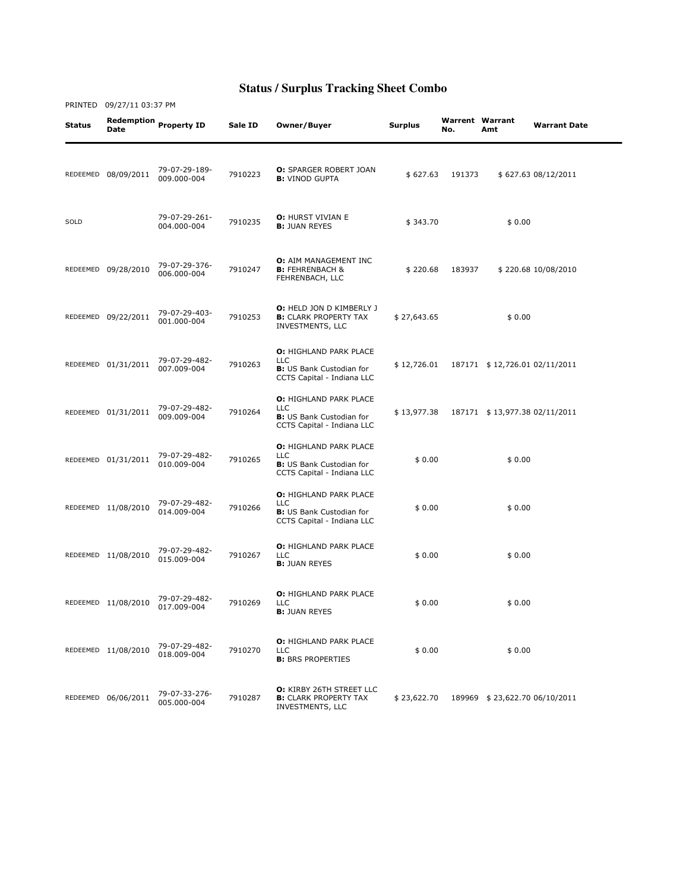# Status / Surplus Tracking Sheet Combo

PRINTED 09/27/11 03:37 PM

| Status | Redemption Date | Property ID | Sale ID | Owner/Buyer | Surplus | Warrent No. | Warrant Amt | Warrant Date |
|---|---|---|---|---|---|---|---|---|
| REDEEMED | 08/09/2011 | 79-07-29-189-009.000-004 | 7910223 | **O:** SPARGER ROBERT JOAN **B:** VINOD GUPTA | $ 627.63 | 191373 | $ 627.63 | 08/12/2011 |
| SOLD | | 79-07-29-261-004.000-004 | 7910235 | **O:** HURST VIVIAN E **B:** JUAN REYES | $ 343.70 | | $ 0.00 | |
| REDEEMED | 09/28/2010 | 79-07-29-376-006.000-004 | 7910247 | **O:** AIM MANAGEMENT INC **B:** FEHRENBACH & FEHRENBACH, LLC | $ 220.68 | 183937 | $ 220.68 | 10/08/2010 |
| REDEEMED | 09/22/2011 | 79-07-29-403-001.000-004 | 7910253 | **O:** HELD JON D KIMBERLY J **B:** CLARK PROPERTY TAX INVESTMENTS, LLC | $ 27,643.65 | | $ 0.00 | |
| REDEEMED | 01/31/2011 | 79-07-29-482-007.009-004 | 7910263 | **O:** HIGHLAND PARK PLACE LLC **B:** US Bank Custodian for CCTS Capital - Indiana LLC | $ 12,726.01 | 187171 | $ 12,726.01 | 02/11/2011 |
| REDEEMED | 01/31/2011 | 79-07-29-482-009.009-004 | 7910264 | **O:** HIGHLAND PARK PLACE LLC **B:** US Bank Custodian for CCTS Capital - Indiana LLC | $ 13,977.38 | 187171 | $ 13,977.38 | 02/11/2011 |
| REDEEMED | 01/31/2011 | 79-07-29-482-010.009-004 | 7910265 | **O:** HIGHLAND PARK PLACE LLC **B:** US Bank Custodian for CCTS Capital - Indiana LLC | $ 0.00 | | $ 0.00 | |
| REDEEMED | 11/08/2010 | 79-07-29-482-014.009-004 | 7910266 | **O:** HIGHLAND PARK PLACE LLC **B:** US Bank Custodian for CCTS Capital - Indiana LLC | $ 0.00 | | $ 0.00 | |
| REDEEMED | 11/08/2010 | 79-07-29-482-015.009-004 | 7910267 | **O:** HIGHLAND PARK PLACE LLC **B:** JUAN REYES | $ 0.00 | | $ 0.00 | |
| REDEEMED | 11/08/2010 | 79-07-29-482-017.009-004 | 7910269 | **O:** HIGHLAND PARK PLACE LLC **B:** JUAN REYES | $ 0.00 | | $ 0.00 | |
| REDEEMED | 11/08/2010 | 79-07-29-482-018.009-004 | 7910270 | **O:** HIGHLAND PARK PLACE LLC **B:** BRS PROPERTIES | $ 0.00 | | $ 0.00 | |
| REDEEMED | 06/06/2011 | 79-07-33-276-005.000-004 | 7910287 | **O:** KIRBY 26TH STREET LLC **B:** CLARK PROPERTY TAX INVESTMENTS, LLC | $ 23,622.70 | 189969 | $ 23,622.70 | 06/10/2011 |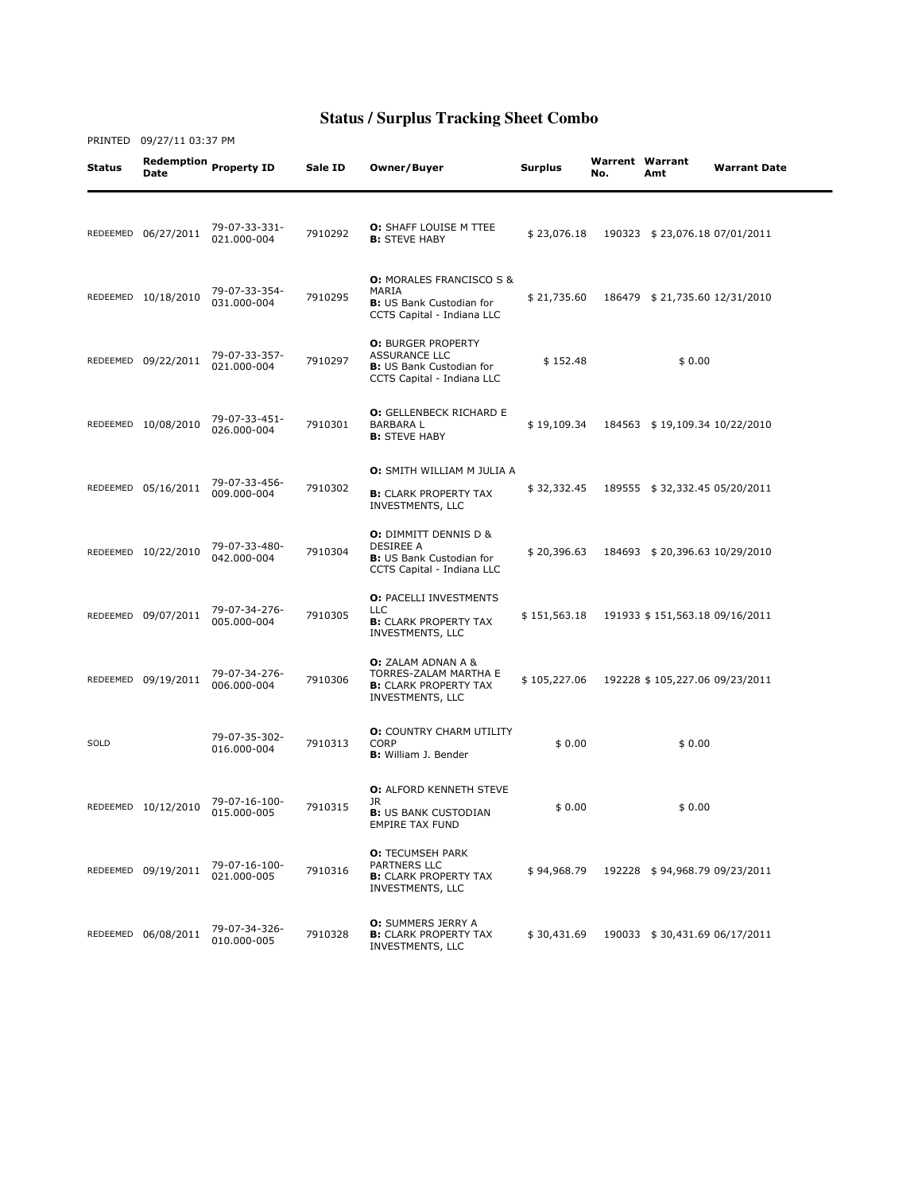# Status / Surplus Tracking Sheet Combo

PRINTED 09/27/11 03:37 PM

| Status | Redemption Date | Property ID | Sale ID | Owner/Buyer | Surplus | Warrent No. | Warrant Amt | Warrant Date |
|---|---|---|---|---|---|---|---|---|
| REDEEMED | 06/27/2011 | 79-07-33-331-021.000-004 | 7910292 | **O:** SHAFF LOUISE M TTEE **B:** STEVE HABY | $ 23,076.18 | 190323 | $ 23,076.18 | 07/01/2011 |
| REDEEMED | 10/18/2010 | 79-07-33-354-031.000-004 | 7910295 | **O:** MORALES FRANCISCO S & MARIA **B:** US Bank Custodian for CCTS Capital - Indiana LLC | $ 21,735.60 | 186479 | $ 21,735.60 | 12/31/2010 |
| REDEEMED | 09/22/2011 | 79-07-33-357-021.000-004 | 7910297 | **O:** BURGER PROPERTY ASSURANCE LLC **B:** US Bank Custodian for CCTS Capital - Indiana LLC | $ 152.48 | | $ 0.00 | |
| REDEEMED | 10/08/2010 | 79-07-33-451-026.000-004 | 7910301 | **O:** GELLENBECK RICHARD E BARBARA L **B:** STEVE HABY | $ 19,109.34 | 184563 | $ 19,109.34 | 10/22/2010 |
| REDEEMED | 05/16/2011 | 79-07-33-456-009.000-004 | 7910302 | **O:** SMITH WILLIAM M JULIA A **B:** CLARK PROPERTY TAX INVESTMENTS, LLC | $ 32,332.45 | 189555 | $ 32,332.45 | 05/20/2011 |
| REDEEMED | 10/22/2010 | 79-07-33-480-042.000-004 | 7910304 | **O:** DIMMITT DENNIS D & DESIREE A **B:** US Bank Custodian for CCTS Capital - Indiana LLC | $ 20,396.63 | 184693 | $ 20,396.63 | 10/29/2010 |
| REDEEMED | 09/07/2011 | 79-07-34-276-005.000-004 | 7910305 | **O:** PACELLI INVESTMENTS LLC **B:** CLARK PROPERTY TAX INVESTMENTS, LLC | $ 151,563.18 | 191933 | $ 151,563.18 | 09/16/2011 |
| REDEEMED | 09/19/2011 | 79-07-34-276-006.000-004 | 7910306 | **O:** ZALAM ADNAN A & TORRES-ZALAM MARTHA E **B:** CLARK PROPERTY TAX INVESTMENTS, LLC | $ 105,227.06 | 192228 | $ 105,227.06 | 09/23/2011 |
| SOLD | | 79-07-35-302-016.000-004 | 7910313 | **O:** COUNTRY CHARM UTILITY CORP **B:** William J. Bender | $ 0.00 | | $ 0.00 | |
| REDEEMED | 10/12/2010 | 79-07-16-100-015.000-005 | 7910315 | **O:** ALFORD KENNETH STEVE JR **B:** US BANK CUSTODIAN EMPIRE TAX FUND | $ 0.00 | | $ 0.00 | |
| REDEEMED | 09/19/2011 | 79-07-16-100-021.000-005 | 7910316 | **O:** TECUMSEH PARK PARTNERS LLC **B:** CLARK PROPERTY TAX INVESTMENTS, LLC | $ 94,968.79 | 192228 | $ 94,968.79 | 09/23/2011 |
| REDEEMED | 06/08/2011 | 79-07-34-326-010.000-005 | 7910328 | **O:** SUMMERS JERRY A **B:** CLARK PROPERTY TAX INVESTMENTS, LLC | $ 30,431.69 | 190033 | $ 30,431.69 | 06/17/2011 |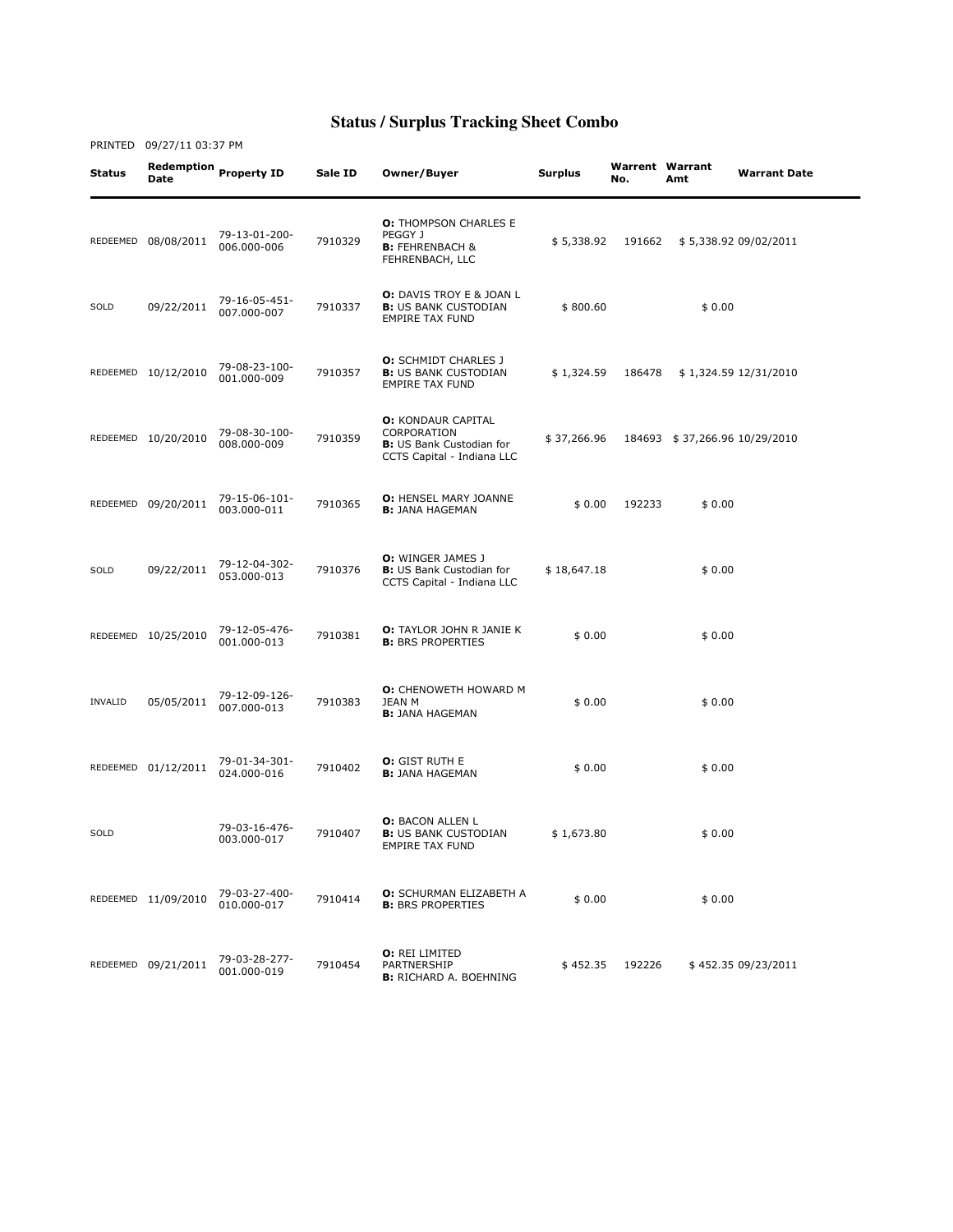# Status / Surplus Tracking Sheet Combo

PRINTED 09/27/11 03:37 PM

| Status | Redemption Date | Property ID | Sale ID | Owner/Buyer | Surplus | Warrent No. | Warrant Amt | Warrant Date |
|---|---|---|---|---|---|---|---|---|
| REDEEMED | 08/08/2011 | 79-13-01-200-006.000-006 | 7910329 | **O:** THOMPSON CHARLES E PEGGY J **B:** FEHRENBACH & FEHRENBACH, LLC | $ 5,338.92 | 191662 | $ 5,338.92 | 09/02/2011 |
| SOLD | 09/22/2011 | 79-16-05-451-007.000-007 | 7910337 | **O:** DAVIS TROY E & JOAN L **B:** US BANK CUSTODIAN EMPIRE TAX FUND | $ 800.60 | | $ 0.00 | |
| REDEEMED | 10/12/2010 | 79-08-23-100-001.000-009 | 7910357 | **O:** SCHMIDT CHARLES J **B:** US BANK CUSTODIAN EMPIRE TAX FUND | $ 1,324.59 | 186478 | $ 1,324.59 | 12/31/2010 |
| REDEEMED | 10/20/2010 | 79-08-30-100-008.000-009 | 7910359 | **O:** KONDAUR CAPITAL CORPORATION **B:** US Bank Custodian for CCTS Capital - Indiana LLC | $ 37,266.96 | 184693 | $ 37,266.96 | 10/29/2010 |
| REDEEMED | 09/20/2011 | 79-15-06-101-003.000-011 | 7910365 | **O:** HENSEL MARY JOANNE **B:** JANA HAGEMAN | $ 0.00 | 192233 | $ 0.00 | |
| SOLD | 09/22/2011 | 79-12-04-302-053.000-013 | 7910376 | **O:** WINGER JAMES J **B:** US Bank Custodian for CCTS Capital - Indiana LLC | $ 18,647.18 | | $ 0.00 | |
| REDEEMED | 10/25/2010 | 79-12-05-476-001.000-013 | 7910381 | **O:** TAYLOR JOHN R JANIE K **B:** BRS PROPERTIES | $ 0.00 | | $ 0.00 | |
| INVALID | 05/05/2011 | 79-12-09-126-007.000-013 | 7910383 | **O:** CHENOWETH HOWARD M JEAN M **B:** JANA HAGEMAN | $ 0.00 | | $ 0.00 | |
| REDEEMED | 01/12/2011 | 79-01-34-301-024.000-016 | 7910402 | **O:** GIST RUTH E **B:** JANA HAGEMAN | $ 0.00 | | $ 0.00 | |
| SOLD | | 79-03-16-476-003.000-017 | 7910407 | **O:** BACON ALLEN L **B:** US BANK CUSTODIAN EMPIRE TAX FUND | $ 1,673.80 | | $ 0.00 | |
| REDEEMED | 11/09/2010 | 79-03-27-400-010.000-017 | 7910414 | **O:** SCHURMAN ELIZABETH A **B:** BRS PROPERTIES | $ 0.00 | | $ 0.00 | |
| REDEEMED | 09/21/2011 | 79-03-28-277-001.000-019 | 7910454 | **O:** REI LIMITED PARTNERSHIP **B:** RICHARD A. BOEHNING | $ 452.35 | 192226 | $ 452.35 | 09/23/2011 |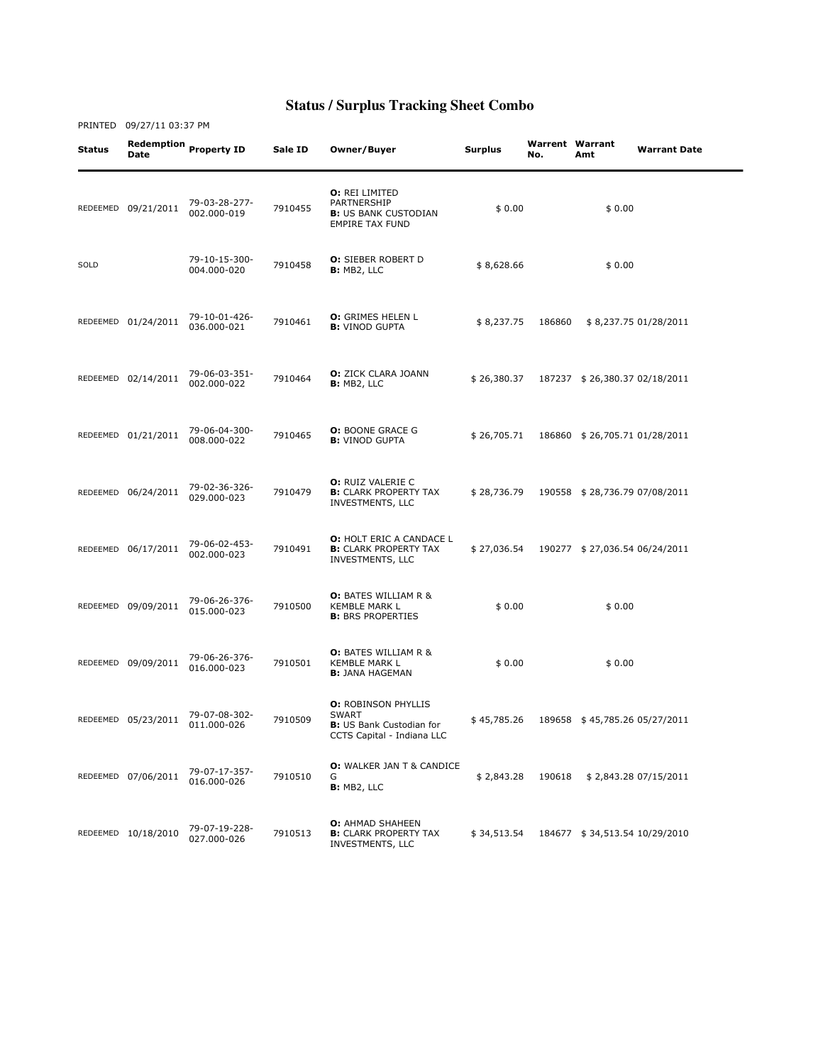# Status / Surplus Tracking Sheet Combo

PRINTED 09/27/11 03:37 PM

| Status | Redemption Date | Property ID | Sale ID | Owner/Buyer | Surplus | Warrent No. | Warrant Amt | Warrant Date |
|---|---|---|---|---|---|---|---|---|
| REDEEMED | 09/21/2011 | 79-03-28-277-002.000-019 | 7910455 | **O:** REI LIMITED PARTNERSHIP **B:** US BANK CUSTODIAN EMPIRE TAX FUND | $ 0.00 | | $ 0.00 | |
| SOLD | | 79-10-15-300-004.000-020 | 7910458 | **O:** SIEBER ROBERT D **B:** MB2, LLC | $ 8,628.66 | | $ 0.00 | |
| REDEEMED | 01/24/2011 | 79-10-01-426-036.000-021 | 7910461 | **O:** GRIMES HELEN L **B:** VINOD GUPTA | $ 8,237.75 | 186860 | $ 8,237.75 | 01/28/2011 |
| REDEEMED | 02/14/2011 | 79-06-03-351-002.000-022 | 7910464 | **O:** ZICK CLARA JOANN **B:** MB2, LLC | $ 26,380.37 | 187237 | $ 26,380.37 | 02/18/2011 |
| REDEEMED | 01/21/2011 | 79-06-04-300-008.000-022 | 7910465 | **O:** BOONE GRACE G **B:** VINOD GUPTA | $ 26,705.71 | 186860 | $ 26,705.71 | 01/28/2011 |
| REDEEMED | 06/24/2011 | 79-02-36-326-029.000-023 | 7910479 | **O:** RUIZ VALERIE C **B:** CLARK PROPERTY TAX INVESTMENTS, LLC | $ 28,736.79 | 190558 | $ 28,736.79 | 07/08/2011 |
| REDEEMED | 06/17/2011 | 79-06-02-453-002.000-023 | 7910491 | **O:** HOLT ERIC A CANDACE L **B:** CLARK PROPERTY TAX INVESTMENTS, LLC | $ 27,036.54 | 190277 | $ 27,036.54 | 06/24/2011 |
| REDEEMED | 09/09/2011 | 79-06-26-376-015.000-023 | 7910500 | **O:** BATES WILLIAM R & KEMBLE MARK L **B:** BRS PROPERTIES | $ 0.00 | | $ 0.00 | |
| REDEEMED | 09/09/2011 | 79-06-26-376-016.000-023 | 7910501 | **O:** BATES WILLIAM R & KEMBLE MARK L **B:** JANA HAGEMAN | $ 0.00 | | $ 0.00 | |
| REDEEMED | 05/23/2011 | 79-07-08-302-011.000-026 | 7910509 | **O:** ROBINSON PHYLLIS SWART **B:** US Bank Custodian for CCTS Capital - Indiana LLC | $ 45,785.26 | 189658 | $ 45,785.26 | 05/27/2011 |
| REDEEMED | 07/06/2011 | 79-07-17-357-016.000-026 | 7910510 | **O:** WALKER JAN T & CANDICE G **B:** MB2, LLC | $ 2,843.28 | 190618 | $ 2,843.28 | 07/15/2011 |
| REDEEMED | 10/18/2010 | 79-07-19-228-027.000-026 | 7910513 | **O:** AHMAD SHAHEEN **B:** CLARK PROPERTY TAX INVESTMENTS, LLC | $ 34,513.54 | 184677 | $ 34,513.54 | 10/29/2010 |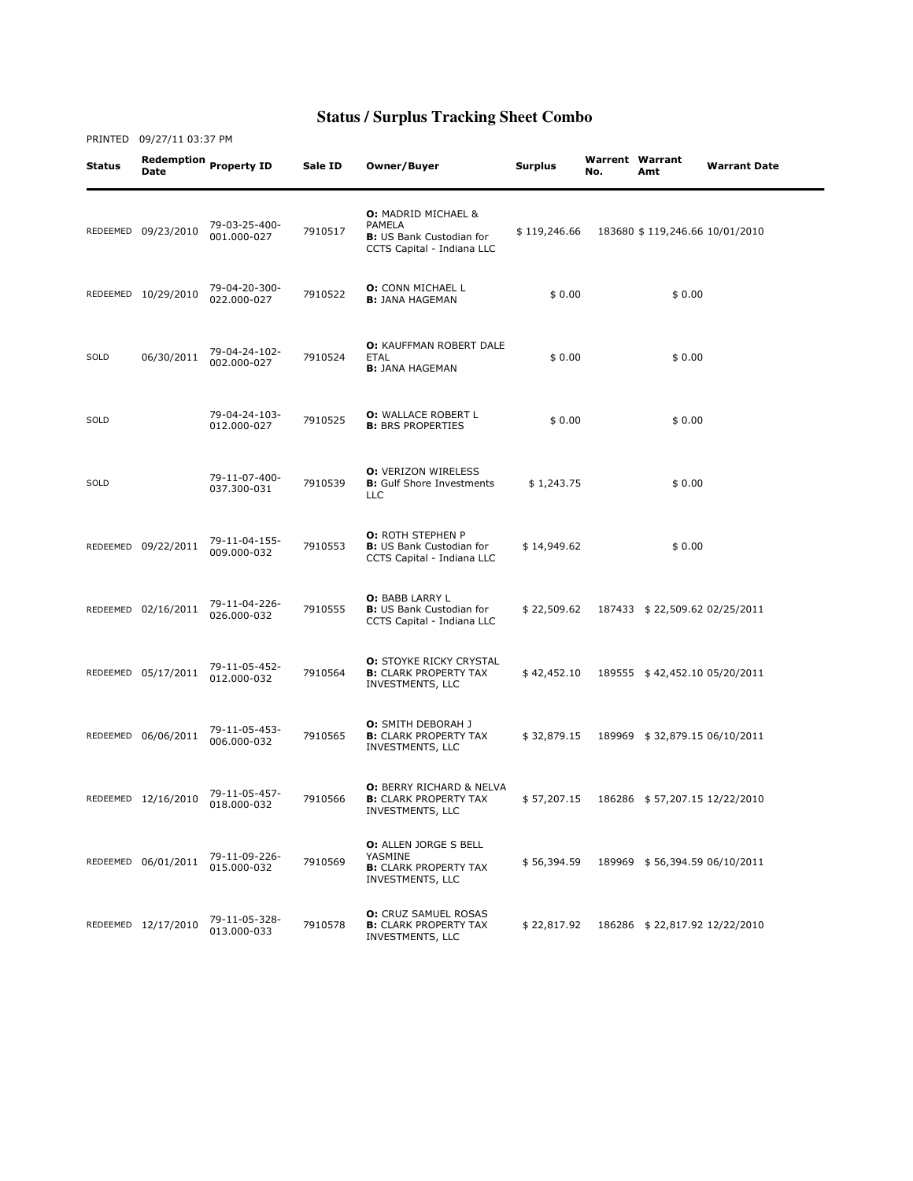# Status / Surplus Tracking Sheet Combo

PRINTED 09/27/11 03:37 PM

| Status | Redemption Date | Property ID | Sale ID | Owner/Buyer | Surplus | Warrent No. | Warrant Amt | Warrant Date |
|---|---|---|---|---|---|---|---|---|
| REDEEMED | 09/23/2010 | 79-03-25-400-001.000-027 | 7910517 | **O:** MADRID MICHAEL & PAMELA **B:** US Bank Custodian for CCTS Capital - Indiana LLC | $ 119,246.66 | 183680 | $ 119,246.66 | 10/01/2010 |
| REDEEMED | 10/29/2010 | 79-04-20-300-022.000-027 | 7910522 | **O:** CONN MICHAEL L **B:** JANA HAGEMAN | $ 0.00 | | $ 0.00 | |
| SOLD | 06/30/2011 | 79-04-24-102-002.000-027 | 7910524 | **O:** KAUFFMAN ROBERT DALE ETAL **B:** JANA HAGEMAN | $ 0.00 | | $ 0.00 | |
| SOLD | | 79-04-24-103-012.000-027 | 7910525 | **O:** WALLACE ROBERT L **B:** BRS PROPERTIES | $ 0.00 | | $ 0.00 | |
| SOLD | | 79-11-07-400-037.300-031 | 7910539 | **O:** VERIZON WIRELESS **B:** Gulf Shore Investments LLC | $ 1,243.75 | | $ 0.00 | |
| REDEEMED | 09/22/2011 | 79-11-04-155-009.000-032 | 7910553 | **O:** ROTH STEPHEN P **B:** US Bank Custodian for CCTS Capital - Indiana LLC | $ 14,949.62 | | $ 0.00 | |
| REDEEMED | 02/16/2011 | 79-11-04-226-026.000-032 | 7910555 | **O:** BABB LARRY L **B:** US Bank Custodian for CCTS Capital - Indiana LLC | $ 22,509.62 | 187433 | $ 22,509.62 | 02/25/2011 |
| REDEEMED | 05/17/2011 | 79-11-05-452-012.000-032 | 7910564 | **O:** STOYKE RICKY CRYSTAL **B:** CLARK PROPERTY TAX INVESTMENTS, LLC | $ 42,452.10 | 189555 | $ 42,452.10 | 05/20/2011 |
| REDEEMED | 06/06/2011 | 79-11-05-453-006.000-032 | 7910565 | **O:** SMITH DEBORAH J **B:** CLARK PROPERTY TAX INVESTMENTS, LLC | $ 32,879.15 | 189969 | $ 32,879.15 | 06/10/2011 |
| REDEEMED | 12/16/2010 | 79-11-05-457-018.000-032 | 7910566 | **O:** BERRY RICHARD & NELVA **B:** CLARK PROPERTY TAX INVESTMENTS, LLC | $ 57,207.15 | 186286 | $ 57,207.15 | 12/22/2010 |
| REDEEMED | 06/01/2011 | 79-11-09-226-015.000-032 | 7910569 | **O:** ALLEN JORGE S BELL YASMINE **B:** CLARK PROPERTY TAX INVESTMENTS, LLC | $ 56,394.59 | 189969 | $ 56,394.59 | 06/10/2011 |
| REDEEMED | 12/17/2010 | 79-11-05-328-013.000-033 | 7910578 | **O:** CRUZ SAMUEL ROSAS **B:** CLARK PROPERTY TAX INVESTMENTS, LLC | $ 22,817.92 | 186286 | $ 22,817.92 | 12/22/2010 |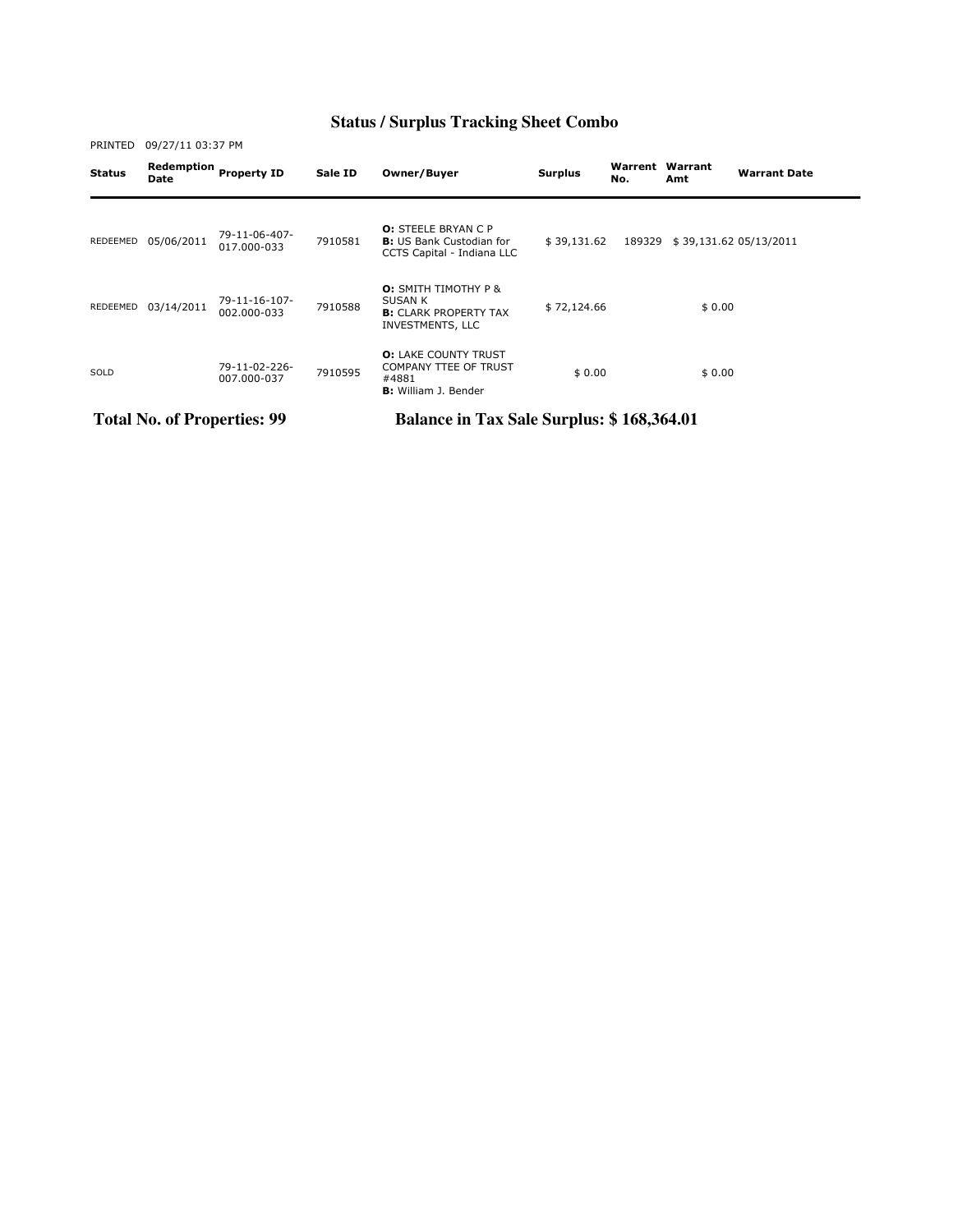# Status / Surplus Tracking Sheet Combo

PRINTED 09/27/11 03:37 PM

| Status | Redemption Date | Property ID | Sale ID | Owner/Buyer | Surplus | Warrent No. | Warrant Amt | Warrant Date |
|---|---|---|---|---|---|---|---|---|
| REDEEMED | 05/06/2011 | 79-11-06-407-017.000-033 | 7910581 | **O:** STEELE BRYAN C P **B:** US Bank Custodian for CCTS Capital - Indiana LLC | $ 39,131.62 | 189329 | $ 39,131.62 | 05/13/2011 |
| REDEEMED | 03/14/2011 | 79-11-16-107-002.000-033 | 7910588 | **O:** SMITH TIMOTHY P & SUSAN K **B:** CLARK PROPERTY TAX INVESTMENTS, LLC | $ 72,124.66 | | $ 0.00 | |
| SOLD | | 79-11-02-226-007.000-037 | 7910595 | **O:** LAKE COUNTY TRUST COMPANY TTEE OF TRUST #4881 **B:** William J. Bender | $ 0.00 | | $ 0.00 | |

**Total No. of Properties: 99**

**Balance in Tax Sale Surplus: $ 168,364.01**